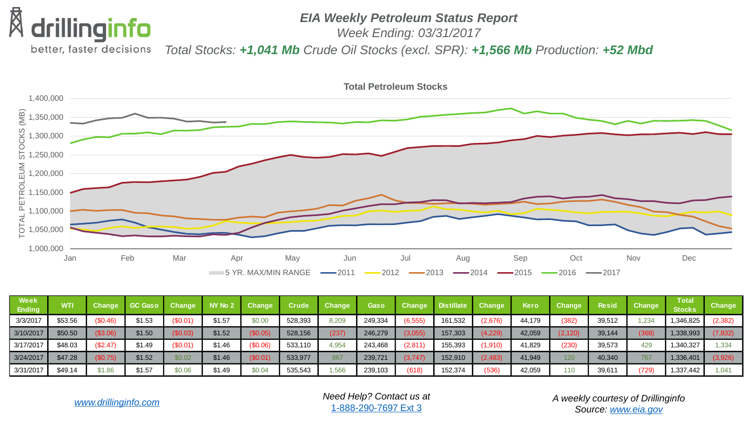drillinginfo
better, faster decisions

# *EIA Weekly Petroleum Status Report*

*Week Ending: 03/31/2017*

*Total Stocks: **+1,041 Mb** Crude Oil Stocks (excl. SPR): **+1,566 Mb** Production: **+52 Mbd***

**Total Petroleum Stocks**

| Week Ending | WTI | Change | GC Gaso | Change | NY No 2 | Change | Crude | Change | Gaso | Change | Distillate | Change | Kero | Change | Resid | Change | Total Stocks | Change |
|---|---|---|---|---|---|---|---|---|---|---|---|---|---|---|---|---|---|---|
| 3/3/2017 | $53.56 | ($0.46) | $1.53 | ($0.01) | $1.57 | $0.00 | 528,393 | 8,209 | 249,334 | (6,555) | 161,532 | (2,676) | 44,179 | (382) | 39,512 | 1,234 | 1,346,825 | (2,382) |
| 3/10/2017 | $50.50 | ($3.06) | $1.50 | ($0.03) | $1.52 | ($0.05) | 528,156 | (237) | 246,279 | (3,055) | 157,303 | (4,229) | 42,059 | (2,120) | 39,144 | (368) | 1,338,993 | (7,832) |
| 3/17/2017 | $48.03 | ($2.47) | $1.49 | ($0.01) | $1.46 | ($0.06) | 533,110 | 4,954 | 243,468 | (2,811) | 155,393 | (1,910) | 41,829 | (230) | 39,573 | 429 | 1,340,327 | 1,334 |
| 3/24/2017 | $47.28 | ($0.75) | $1.52 | $0.02 | $1.46 | ($0.01) | 533,977 | 867 | 239,721 | (3,747) | 152,910 | (2,483) | 41,949 | 120 | 40,340 | 767 | 1,336,401 | (3,926) |
| 3/31/2017 | $49.14 | $1.86 | $1.57 | $0.06 | $1.49 | $0.04 | 535,543 | 1,566 | 239,103 | (618) | 152,374 | (536) | 42,059 | 110 | 39,611 | (729) | 1,337,442 | 1,041 |

www.drillinginfo.com

*Need Help? Contact us at* 1-888-290-7697 Ext 3

*A weekly courtesy of Drillinginfo*
*Source:* www.eia.gov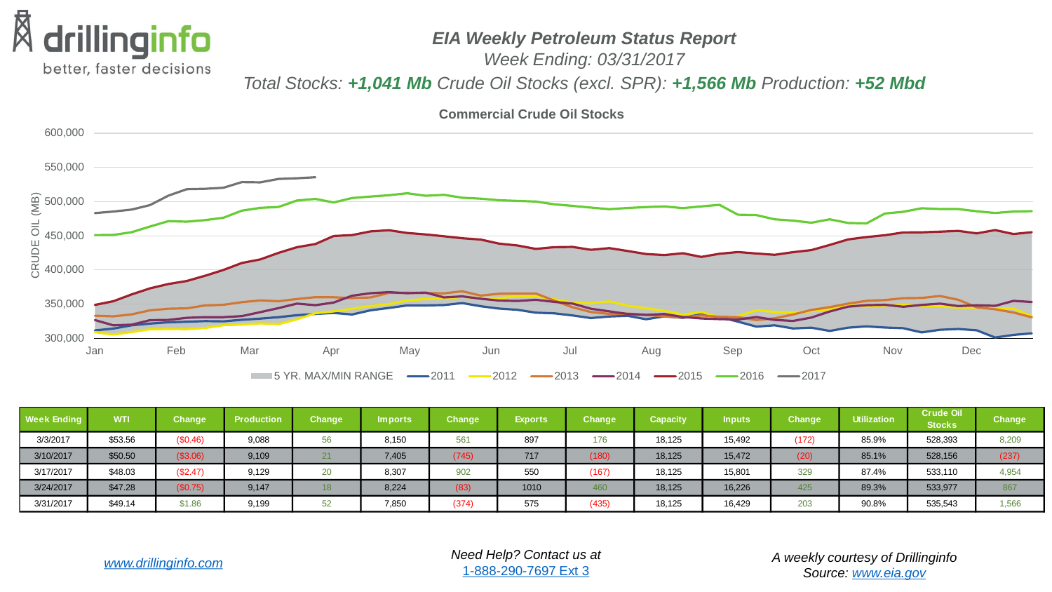drillinginfo

better, faster decisions

# EIA Weekly Petroleum Status Report

*Week Ending: 03/31/2017*

*Total Stocks:* **+1,041 Mb** *Crude Oil Stocks (excl. SPR):* **+1,566 Mb** *Production:* **+52 Mbd**

Commercial Crude Oil Stocks

CRUDE OIL (MB)

600,000
550,000
500,000
450,000
400,000
350,000
300,000

Jan Feb Mar Apr May Jun Jul Aug Sep Oct Nov Dec

5 YR. MAX/MIN RANGE 2011 2012 2013 2014 2015 2016 2017

| Week Ending | WTI | Change | Production | Change | Imports | Change | Exports | Change | Capacity | Inputs | Change | Utilization | Crude Oil Stocks | Change |
|---|---|---|---|---|---|---|---|---|---|---|---|---|---|---|
| 3/3/2017 | $53.56 | ($0.46) | 9,088 | 56 | 8,150 | 561 | 897 | 176 | 18,125 | 15,492 | (172) | 85.9% | 528,393 | 8,209 |
| 3/10/2017 | $50.50 | ($3.06) | 9,109 | 21 | 7,405 | (745) | 717 | (180) | 18,125 | 15,472 | (20) | 85.1% | 528,156 | (237) |
| 3/17/2017 | $48.03 | ($2.47) | 9,129 | 20 | 8,307 | 902 | 550 | (167) | 18,125 | 15,801 | 329 | 87.4% | 533,110 | 4,954 |
| 3/24/2017 | $47.28 | ($0.75) | 9,147 | 18 | 8,224 | (83) | 1010 | 460 | 18,125 | 16,226 | 425 | 89.3% | 533,977 | 867 |
| 3/31/2017 | $49.14 | $1.86 | 9,199 | 52 | 7,850 | (374) | 575 | (435) | 18,125 | 16,429 | 203 | 90.8% | 535,543 | 1,566 |

www.drillinginfo.com

*Need Help? Contact us at*
1-888-290-7697 Ext 3

*A weekly courtesy of Drillinginfo*
*Source: www.eia.gov*